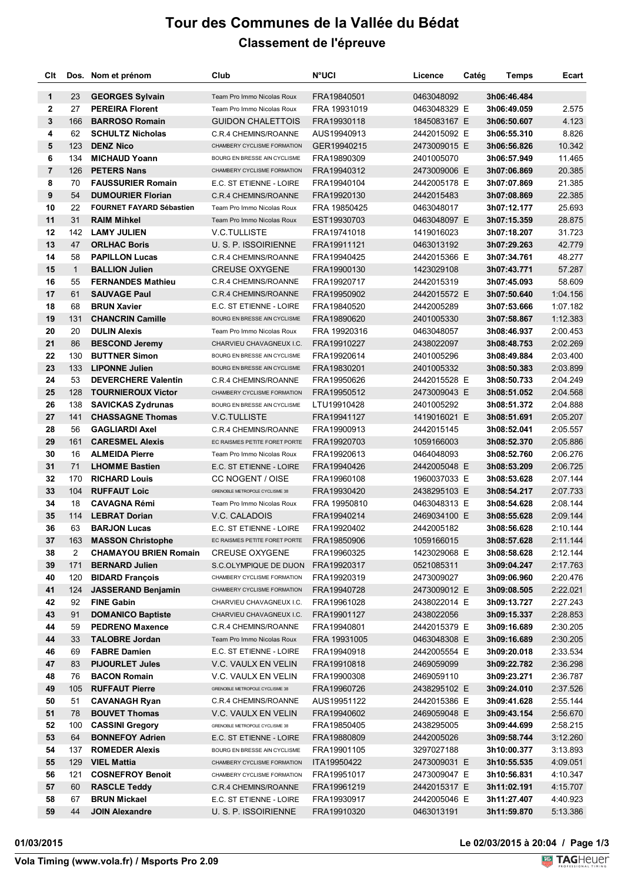# Tour des Communes de la Vallée du Bédat

## Classement de l'épreuve

| Clt | Dos. | Nom et prénom | Club | N°UCI | Licence | Catég | Temps | Ecart |
|---|---|---|---|---|---|---|---|---|
| 1 | 23 | **GEORGES Sylvain** | Team Pro Immo Nicolas Roux | FRA19840501 | 0463048092 | | **3h06:46.484** | |
| 2 | 27 | **PEREIRA Florent** | Team Pro Immo Nicolas Roux | FRA 19931019 | 0463048329 E | | **3h06:49.059** | 2.575 |
| 3 | 166 | **BARROSO Romain** | GUIDON CHALETTOIS | FRA19930118 | 1845083167 E | | **3h06:50.607** | 4.123 |
| 4 | 62 | **SCHULTZ Nicholas** | C.R.4 CHEMINS/ROANNE | AUS19940913 | 2442015092 E | | **3h06:55.310** | 8.826 |
| 5 | 123 | **DENZ Nico** | CHAMBERY CYCLISME FORMATION | GER19940215 | 2473009015 E | | **3h06:56.826** | 10.342 |
| 6 | 134 | **MICHAUD Yoann** | BOURG EN BRESSE AIN CYCLISME | FRA19890309 | 2401005070 | | **3h06:57.949** | 11.465 |
| 7 | 126 | **PETERS Nans** | CHAMBERY CYCLISME FORMATION | FRA19940312 | 2473009006 E | | **3h07:06.869** | 20.385 |
| 8 | 70 | **FAUSSURIER Romain** | E.C. ST ETIENNE - LOIRE | FRA19940104 | 2442005178 E | | **3h07:07.869** | 21.385 |
| 9 | 54 | **DUMOURIER Florian** | C.R.4 CHEMINS/ROANNE | FRA19920130 | 2442015483 | | **3h07:08.869** | 22.385 |
| 10 | 22 | **FOURNET FAYARD Sébastien** | Team Pro Immo Nicolas Roux | FRA 19850425 | 0463048017 | | **3h07:12.177** | 25.693 |
| 11 | 31 | **RAIM Mihkel** | Team Pro Immo Nicolas Roux | EST19930703 | 0463048097 E | | **3h07:15.359** | 28.875 |
| 12 | 142 | **LAMY JULIEN** | V.C.TULLISTE | FRA19741018 | 1419016023 | | **3h07:18.207** | 31.723 |
| 13 | 47 | **ORLHAC Boris** | U. S. P. ISSOIRIENNE | FRA19911121 | 0463013192 | | **3h07:29.263** | 42.779 |
| 14 | 58 | **PAPILLON Lucas** | C.R.4 CHEMINS/ROANNE | FRA19940425 | 2442015366 E | | **3h07:34.761** | 48.277 |
| 15 | 1 | **BALLION Julien** | CREUSE OXYGENE | FRA19900130 | 1423029108 | | **3h07:43.771** | 57.287 |
| 16 | 55 | **FERNANDES Mathieu** | C.R.4 CHEMINS/ROANNE | FRA19920717 | 2442015319 | | **3h07:45.093** | 58.609 |
| 17 | 61 | **SAUVAGE Paul** | C.R.4 CHEMINS/ROANNE | FRA19950902 | 2442015572 E | | **3h07:50.640** | 1:04.156 |
| 18 | 68 | **BRUN Xavier** | E.C. ST ETIENNE - LOIRE | FRA19840520 | 2442005289 | | **3h07:53.666** | 1:07.182 |
| 19 | 131 | **CHANCRIN Camille** | BOURG EN BRESSE AIN CYCLISME | FRA19890620 | 2401005330 | | **3h07:58.867** | 1:12.383 |
| 20 | 20 | **DULIN Alexis** | Team Pro Immo Nicolas Roux | FRA 19920316 | 0463048057 | | **3h08:46.937** | 2:00.453 |
| 21 | 86 | **BESCOND Jeremy** | CHARVIEU CHAVAGNEUX I.C. | FRA19910227 | 2438022097 | | **3h08:48.753** | 2:02.269 |
| 22 | 130 | **BUTTNER Simon** | BOURG EN BRESSE AIN CYCLISME | FRA19920614 | 2401005296 | | **3h08:49.884** | 2:03.400 |
| 23 | 133 | **LIPONNE Julien** | BOURG EN BRESSE AIN CYCLISME | FRA19830201 | 2401005332 | | **3h08:50.383** | 2:03.899 |
| 24 | 53 | **DEVERCHERE Valentin** | C.R.4 CHEMINS/ROANNE | FRA19950626 | 2442015528 E | | **3h08:50.733** | 2:04.249 |
| 25 | 128 | **TOURNIEROUX Victor** | CHAMBERY CYCLISME FORMATION | FRA19950512 | 2473009043 E | | **3h08:51.052** | 2:04.568 |
| 26 | 138 | **SAVICKAS Zydrunas** | BOURG EN BRESSE AIN CYCLISME | LTU19910428 | 2401005292 | | **3h08:51.372** | 2:04.888 |
| 27 | 141 | **CHASSAGNE Thomas** | V.C.TULLISTE | FRA19941127 | 1419016021 E | | **3h08:51.691** | 2:05.207 |
| 28 | 56 | **GAGLIARDI Axel** | C.R.4 CHEMINS/ROANNE | FRA19900913 | 2442015145 | | **3h08:52.041** | 2:05.557 |
| 29 | 161 | **CARESMEL Alexis** | EC RAISMES PETITE FORET PORTE | FRA19920703 | 1059166003 | | **3h08:52.370** | 2:05.886 |
| 30 | 16 | **ALMEIDA Pierre** | Team Pro Immo Nicolas Roux | FRA19920613 | 0464048093 | | **3h08:52.760** | 2:06.276 |
| 31 | 71 | **LHOMME Bastien** | E.C. ST ETIENNE - LOIRE | FRA19940426 | 2442005048 E | | **3h08:53.209** | 2:06.725 |
| 32 | 170 | **RICHARD Louis** | CC NOGENT / OISE | FRA19960108 | 1960037033 E | | **3h08:53.628** | 2:07.144 |
| 33 | 104 | **RUFFAUT Loic** | GRENOBLE METROPOLE CYCLISME 38 | FRA19930420 | 2438295103 E | | **3h08:54.217** | 2:07.733 |
| 34 | 18 | **CAVAGNA Rémi** | Team Pro Immo Nicolas Roux | FRA 19950810 | 0463048313 E | | **3h08:54.628** | 2:08.144 |
| 35 | 114 | **LEBRAT Dorian** | V.C. CALADOIS | FRA19940214 | 2469034100 E | | **3h08:55.628** | 2:09.144 |
| 36 | 63 | **BARJON Lucas** | E.C. ST ETIENNE - LOIRE | FRA19920402 | 2442005182 | | **3h08:56.628** | 2:10.144 |
| 37 | 163 | **MASSON Christophe** | EC RAISMES PETITE FORET PORTE | FRA19850906 | 1059166015 | | **3h08:57.628** | 2:11.144 |
| 38 | 2 | **CHAMAYOU BRIEN Romain** | CREUSE OXYGENE | FRA19960325 | 1423029068 E | | **3h08:58.628** | 2:12.144 |
| 39 | 171 | **BERNARD Julien** | S.C.OLYMPIQUE DE DIJON | FRA19920317 | 0521085311 | | **3h09:04.247** | 2:17.763 |
| 40 | 120 | **BIDARD François** | CHAMBERY CYCLISME FORMATION | FRA19920319 | 2473009027 | | **3h09:06.960** | 2:20.476 |
| 41 | 124 | **JASSERAND Benjamin** | CHAMBERY CYCLISME FORMATION | FRA19940728 | 2473009012 E | | **3h09:08.505** | 2:22.021 |
| 42 | 92 | **FINE Gabin** | CHARVIEU CHAVAGNEUX I.C. | FRA19961028 | 2438022014 E | | **3h09:13.727** | 2:27.243 |
| 43 | 91 | **DOMANICO Baptiste** | CHARVIEU CHAVAGNEUX I.C. | FRA19901127 | 2438022056 | | **3h09:15.337** | 2:28.853 |
| 44 | 59 | **PEDRENO Maxence** | C.R.4 CHEMINS/ROANNE | FRA19940801 | 2442015379 E | | **3h09:16.689** | 2:30.205 |
| 44 | 33 | **TALOBRE Jordan** | Team Pro Immo Nicolas Roux | FRA 19931005 | 0463048308 E | | **3h09:16.689** | 2:30.205 |
| 46 | 69 | **FABRE Damien** | E.C. ST ETIENNE - LOIRE | FRA19940918 | 2442005554 E | | **3h09:20.018** | 2:33.534 |
| 47 | 83 | **PIJOURLET Jules** | V.C. VAULX EN VELIN | FRA19910818 | 2469059099 | | **3h09:22.782** | 2:36.298 |
| 48 | 76 | **BACON Romain** | V.C. VAULX EN VELIN | FRA19900308 | 2469059110 | | **3h09:23.271** | 2:36.787 |
| 49 | 105 | **RUFFAUT Pierre** | GRENOBLE METROPOLE CYCLISME 38 | FRA19960726 | 2438295102 E | | **3h09:24.010** | 2:37.526 |
| 50 | 51 | **CAVANAGH Ryan** | C.R.4 CHEMINS/ROANNE | AUS19951122 | 2442015386 E | | **3h09:41.628** | 2:55.144 |
| 51 | 78 | **BOUVET Thomas** | V.C. VAULX EN VELIN | FRA19940602 | 2469059048 E | | **3h09:43.154** | 2:56.670 |
| 52 | 100 | **CASSINI Gregory** | GRENOBLE METROPOLE CYCLISME 38 | FRA19850405 | 2438295005 | | **3h09:44.699** | 2:58.215 |
| 53 | 64 | **BONNEFOY Adrien** | E.C. ST ETIENNE - LOIRE | FRA19880809 | 2442005026 | | **3h09:58.744** | 3:12.260 |
| 54 | 137 | **ROMEDER Alexis** | BOURG EN BRESSE AIN CYCLISME | FRA19901105 | 3297027188 | | **3h10:00.377** | 3:13.893 |
| 55 | 129 | **VIEL Mattia** | CHAMBERY CYCLISME FORMATION | ITA19950422 | 2473009031 E | | **3h10:55.535** | 4:09.051 |
| 56 | 121 | **COSNEFROY Benoit** | CHAMBERY CYCLISME FORMATION | FRA19951017 | 2473009047 E | | **3h10:56.831** | 4:10.347 |
| 57 | 60 | **RASCLE Teddy** | C.R.4 CHEMINS/ROANNE | FRA19961219 | 2442015317 E | | **3h11:02.191** | 4:15.707 |
| 58 | 67 | **BRUN Mickael** | E.C. ST ETIENNE - LOIRE | FRA19930917 | 2442005046 E | | **3h11:27.407** | 4:40.923 |
| 59 | 44 | **JOIN Alexandre** | U. S. P. ISSOIRIENNE | FRA19910320 | 0463013191 | | **3h11:59.870** | 5:13.386 |

**01/03/2015** **Le 02/03/2015 à 20:04**

**Vola Timing (www.vola.fr) / Msports Pro 2.09**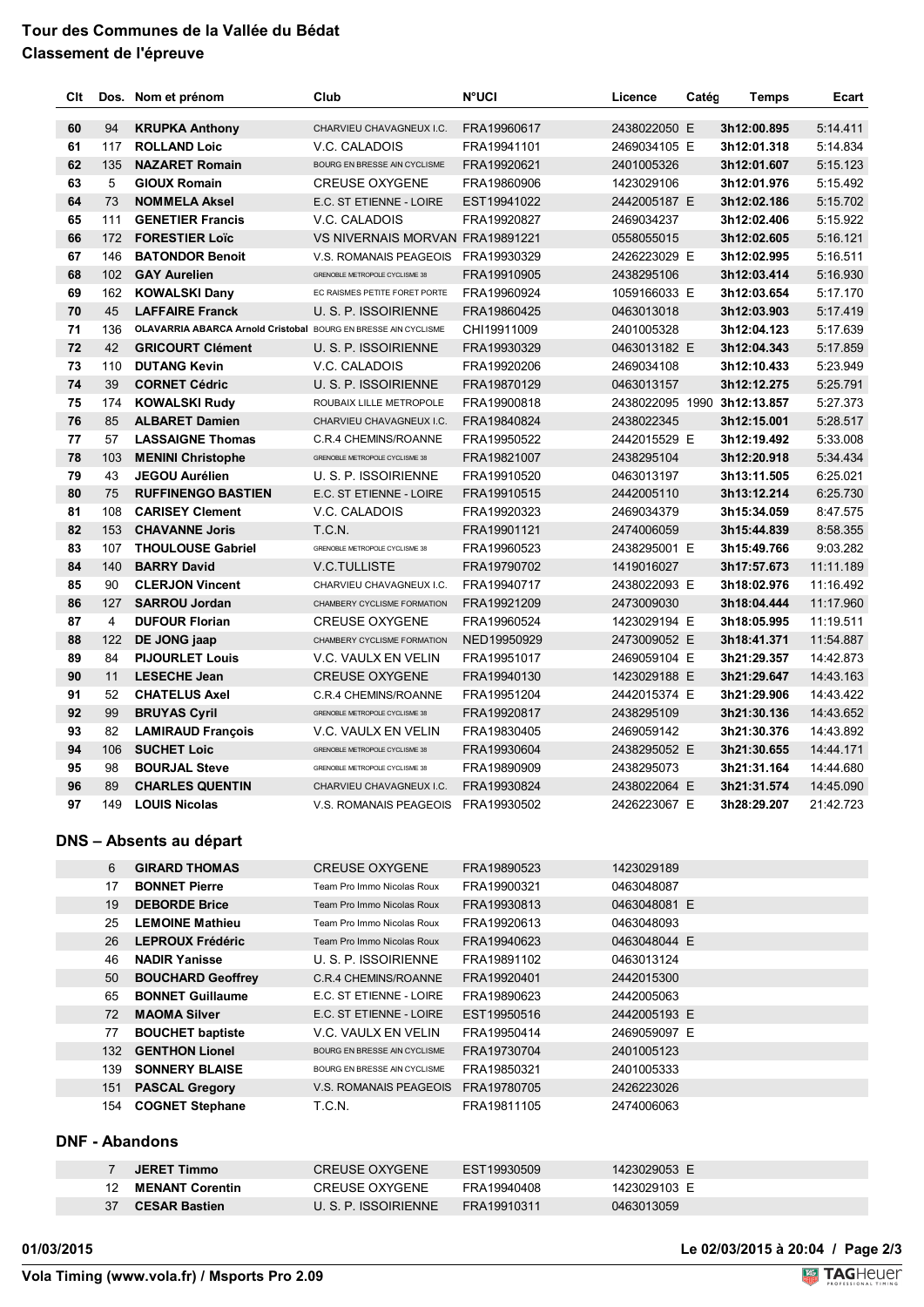## Tour des Communes de la Vallée du Bédat

### Classement de l'épreuve

| Clt | Dos. | Nom et prénom | Club | N°UCI | Licence | Catég | Temps | Ecart |
|---|---|---|---|---|---|---|---|---|
| 60 | 94 | **KRUPKA Anthony** | CHARVIEU CHAVAGNEUX I.C. | FRA19960617 | 2438022050 | E | **3h12:00.895** | 5:14.411 |
| 61 | 117 | **ROLLAND Loic** | V.C. CALADOIS | FRA19941101 | 2469034105 | E | **3h12:01.318** | 5:14.834 |
| 62 | 135 | **NAZARET Romain** | BOURG EN BRESSE AIN CYCLISME | FRA19920621 | 2401005326 | | **3h12:01.607** | 5:15.123 |
| 63 | 5 | **GIOUX Romain** | CREUSE OXYGENE | FRA19860906 | 1423029106 | | **3h12:01.976** | 5:15.492 |
| 64 | 73 | **NOMMELA Aksel** | E.C. ST ETIENNE - LOIRE | EST19941022 | 2442005187 | E | **3h12:02.186** | 5:15.702 |
| 65 | 111 | **GENETIER Francis** | V.C. CALADOIS | FRA19920827 | 2469034237 | | **3h12:02.406** | 5:15.922 |
| 66 | 172 | **FORESTIER Loïc** | VS NIVERNAIS MORVAN | FRA19891221 | 0558055015 | | **3h12:02.605** | 5:16.121 |
| 67 | 146 | **BATONDOR Benoit** | V.S. ROMANAIS PEAGEOIS | FRA19930329 | 2426223029 | E | **3h12:02.995** | 5:16.511 |
| 68 | 102 | **GAY Aurelien** | GRENOBLE METROPOLE CYCLISME 38 | FRA19910905 | 2438295106 | | **3h12:03.414** | 5:16.930 |
| 69 | 162 | **KOWALSKI Dany** | EC RAISMES PETITE FORET PORTE | FRA19960924 | 1059166033 | E | **3h12:03.654** | 5:17.170 |
| 70 | 45 | **LAFFAIRE Franck** | U. S. P. ISSOIRIENNE | FRA19860425 | 0463013018 | | **3h12:03.903** | 5:17.419 |
| 71 | 136 | **OLAVARRIA ABARCA Arnold Cristobal** | BOURG EN BRESSE AIN CYCLISME | CHI19911009 | 2401005328 | | **3h12:04.123** | 5:17.639 |
| 72 | 42 | **GRICOURT Clément** | U. S. P. ISSOIRIENNE | FRA19930329 | 0463013182 | E | **3h12:04.343** | 5:17.859 |
| 73 | 110 | **DUTANG Kevin** | V.C. CALADOIS | FRA19920206 | 2469034108 | | **3h12:10.433** | 5:23.949 |
| 74 | 39 | **CORNET Cédric** | U. S. P. ISSOIRIENNE | FRA19870129 | 0463013157 | | **3h12:12.275** | 5:25.791 |
| 75 | 174 | **KOWALSKI Rudy** | ROUBAIX LILLE METROPOLE | FRA19900818 | 2438022095 | 1990 | **3h12:13.857** | 5:27.373 |
| 76 | 85 | **ALBARET Damien** | CHARVIEU CHAVAGNEUX I.C. | FRA19840824 | 2438022345 | | **3h12:15.001** | 5:28.517 |
| 77 | 57 | **LASSAIGNE Thomas** | C.R.4 CHEMINS/ROANNE | FRA19950522 | 2442015529 | E | **3h12:19.492** | 5:33.008 |
| 78 | 103 | **MENINI Christophe** | GRENOBLE METROPOLE CYCLISME 38 | FRA19821007 | 2438295104 | | **3h12:20.918** | 5:34.434 |
| 79 | 43 | **JEGOU Aurélien** | U. S. P. ISSOIRIENNE | FRA19910520 | 0463013197 | | **3h13:11.505** | 6:25.021 |
| 80 | 75 | **RUFFINENGO BASTIEN** | E.C. ST ETIENNE - LOIRE | FRA19910515 | 2442005110 | | **3h13:12.214** | 6:25.730 |
| 81 | 108 | **CARISEY Clement** | V.C. CALADOIS | FRA19920323 | 2469034379 | | **3h15:34.059** | 8:47.575 |
| 82 | 153 | **CHAVANNE Joris** | T.C.N. | FRA19901121 | 2474006059 | | **3h15:44.839** | 8:58.355 |
| 83 | 107 | **THOULOUSE Gabriel** | GRENOBLE METROPOLE CYCLISME 38 | FRA19960523 | 2438295001 | E | **3h15:49.766** | 9:03.282 |
| 84 | 140 | **BARRY David** | V.C.TULLISTE | FRA19790702 | 1419016027 | | **3h17:57.673** | 11:11.189 |
| 85 | 90 | **CLERJON Vincent** | CHARVIEU CHAVAGNEUX I.C. | FRA19940717 | 2438022093 | E | **3h18:02.976** | 11:16.492 |
| 86 | 127 | **SARROU Jordan** | CHAMBERY CYCLISME FORMATION | FRA19921209 | 2473009030 | | **3h18:04.444** | 11:17.960 |
| 87 | 4 | **DUFOUR Florian** | CREUSE OXYGENE | FRA19960524 | 1423029194 | E | **3h18:05.995** | 11:19.511 |
| 88 | 122 | **DE JONG jaap** | CHAMBERY CYCLISME FORMATION | NED19950929 | 2473009052 | E | **3h18:41.371** | 11:54.887 |
| 89 | 84 | **PIJOURLET Louis** | V.C. VAULX EN VELIN | FRA19951017 | 2469059104 | E | **3h21:29.357** | 14:42.873 |
| 90 | 11 | **LESECHE Jean** | CREUSE OXYGENE | FRA19940130 | 1423029188 | E | **3h21:29.647** | 14:43.163 |
| 91 | 52 | **CHATELUS Axel** | C.R.4 CHEMINS/ROANNE | FRA19951204 | 2442015374 | E | **3h21:29.906** | 14:43.422 |
| 92 | 99 | **BRUYAS Cyril** | GRENOBLE METROPOLE CYCLISME 38 | FRA19920817 | 2438295109 | | **3h21:30.136** | 14:43.652 |
| 93 | 82 | **LAMIRAUD François** | V.C. VAULX EN VELIN | FRA19830405 | 2469059142 | | **3h21:30.376** | 14:43.892 |
| 94 | 106 | **SUCHET Loic** | GRENOBLE METROPOLE CYCLISME 38 | FRA19930604 | 2438295052 | E | **3h21:30.655** | 14:44.171 |
| 95 | 98 | **BOURJAL Steve** | GRENOBLE METROPOLE CYCLISME 38 | FRA19890909 | 2438295073 | | **3h21:31.164** | 14:44.680 |
| 96 | 89 | **CHARLES QUENTIN** | CHARVIEU CHAVAGNEUX I.C. | FRA19930824 | 2438022064 | E | **3h21:31.574** | 14:45.090 |
| 97 | 149 | **LOUIS Nicolas** | V.S. ROMANAIS PEAGEOIS | FRA19930502 | 2426223067 | E | **3h28:29.207** | 21:42.723 |

## DNS – Absents au départ

| Dos. | Nom et prénom | Club | N°UCI | Licence | Catég |
|---|---|---|---|---|---|
| 6 | **GIRARD THOMAS** | CREUSE OXYGENE | FRA19890523 | 1423029189 | |
| 17 | **BONNET Pierre** | Team Pro Immo Nicolas Roux | FRA19900321 | 0463048087 | |
| 19 | **DEBORDE Brice** | Team Pro Immo Nicolas Roux | FRA19930813 | 0463048081 | E |
| 25 | **LEMOINE Mathieu** | Team Pro Immo Nicolas Roux | FRA19920613 | 0463048093 | |
| 26 | **LEPROUX Frédéric** | Team Pro Immo Nicolas Roux | FRA19940623 | 0463048044 | E |
| 46 | **NADIR Yanisse** | U. S. P. ISSOIRIENNE | FRA19891102 | 0463013124 | |
| 50 | **BOUCHARD Geoffrey** | C.R.4 CHEMINS/ROANNE | FRA19920401 | 2442015300 | |
| 65 | **BONNET Guillaume** | E.C. ST ETIENNE - LOIRE | FRA19890623 | 2442005063 | |
| 72 | **MAOMA Silver** | E.C. ST ETIENNE - LOIRE | EST19950516 | 2442005193 | E |
| 77 | **BOUCHET baptiste** | V.C. VAULX EN VELIN | FRA19950414 | 2469059097 | E |
| 132 | **GENTHON Lionel** | BOURG EN BRESSE AIN CYCLISME | FRA19730704 | 2401005123 | |
| 139 | **SONNERY BLAISE** | BOURG EN BRESSE AIN CYCLISME | FRA19850321 | 2401005333 | |
| 151 | **PASCAL Gregory** | V.S. ROMANAIS PEAGEOIS | FRA19780705 | 2426223026 | |
| 154 | **COGNET Stephane** | T.C.N. | FRA19811105 | 2474006063 | |

## DNF - Abandons

| Dos. | Nom et prénom | Club | N°UCI | Licence | Catég |
|---|---|---|---|---|---|
| 7 | **JERET Timmo** | CREUSE OXYGENE | EST19930509 | 1423029053 | E |
| 12 | **MENANT Corentin** | CREUSE OXYGENE | FRA19940408 | 1423029103 | E |
| 37 | **CESAR Bastien** | U. S. P. ISSOIRIENNE | FRA19910311 | 0463013059 | |

**01/03/2015** **Le 02/03/2015 à 20:04**

**Vola Timing (www.vola.fr) / Msports Pro 2.09**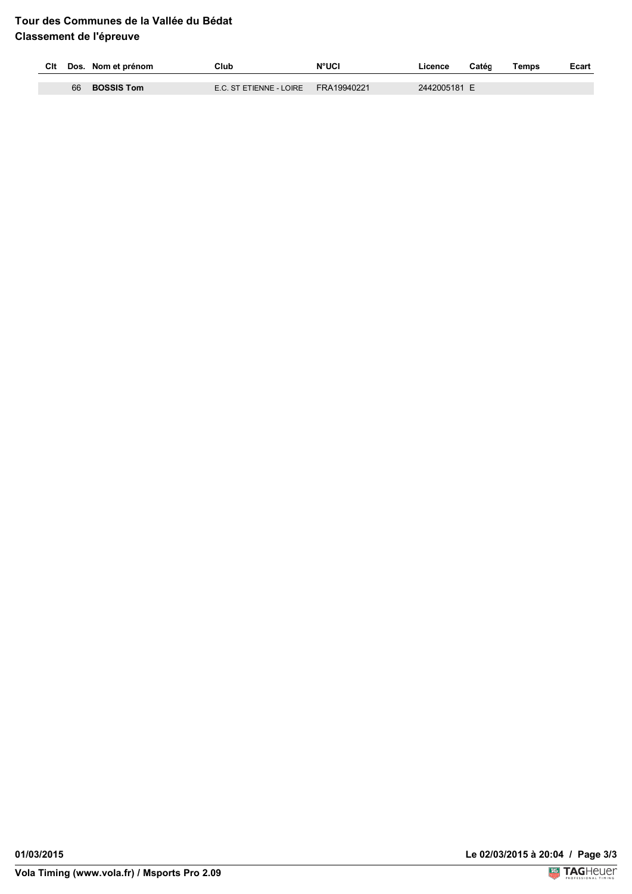**Tour des Communes de la Vallée du Bédat**

**Classement de l'épreuve**

| Clt | Dos. | Nom et prénom | Club | N°UCI | Licence | Catég | Temps | Ecart |
|---|---|---|---|---|---|---|---|---|
| | 66 | **BOSSIS Tom** | E.C. ST ETIENNE - LOIRE | FRA19940221 | 2442005181 | E | | |

01/03/2015

Vola Timing (www.vola.fr) / Msports Pro 2.09